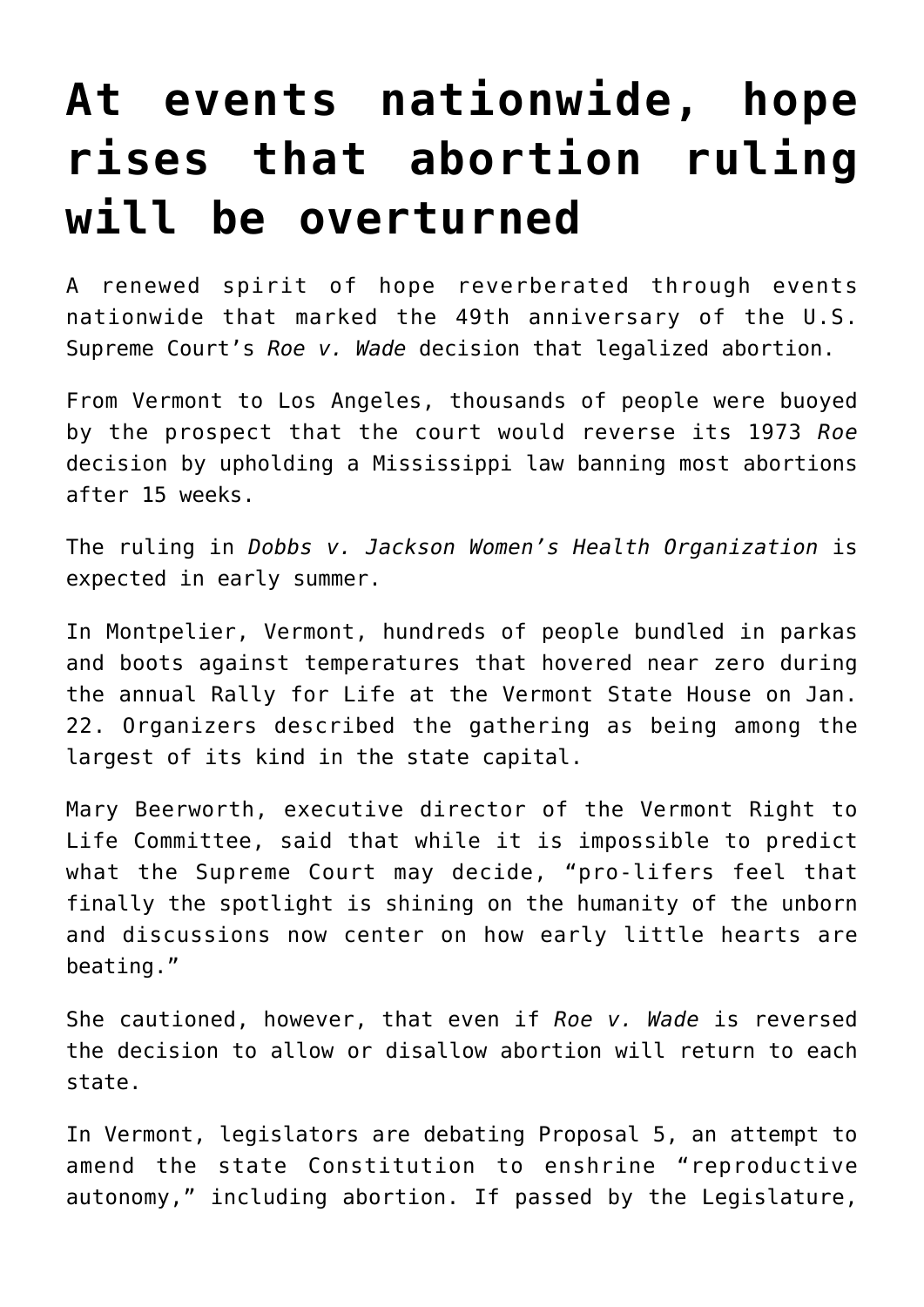# At events nationwide, hope rises that abortion ruling will be overturned

A renewed spirit of hope reverberated through events nationwide that marked the 49th anniversary of the U.S. Supreme Court's *Roe v. Wade* decision that legalized abortion.

From Vermont to Los Angeles, thousands of people were buoyed by the prospect that the court would reverse its 1973 *Roe* decision by upholding a Mississippi law banning most abortions after 15 weeks.

The ruling in *Dobbs v. Jackson Women's Health Organization* is expected in early summer.

In Montpelier, Vermont, hundreds of people bundled in parkas and boots against temperatures that hovered near zero during the annual Rally for Life at the Vermont State House on Jan. 22. Organizers described the gathering as being among the largest of its kind in the state capital.

Mary Beerworth, executive director of the Vermont Right to Life Committee, said that while it is impossible to predict what the Supreme Court may decide, "pro-lifers feel that finally the spotlight is shining on the humanity of the unborn and discussions now center on how early little hearts are beating."

She cautioned, however, that even if *Roe v. Wade* is reversed the decision to allow or disallow abortion will return to each state.

In Vermont, legislators are debating Proposal 5, an attempt to amend the state Constitution to enshrine "reproductive autonomy," including abortion. If passed by the Legislature,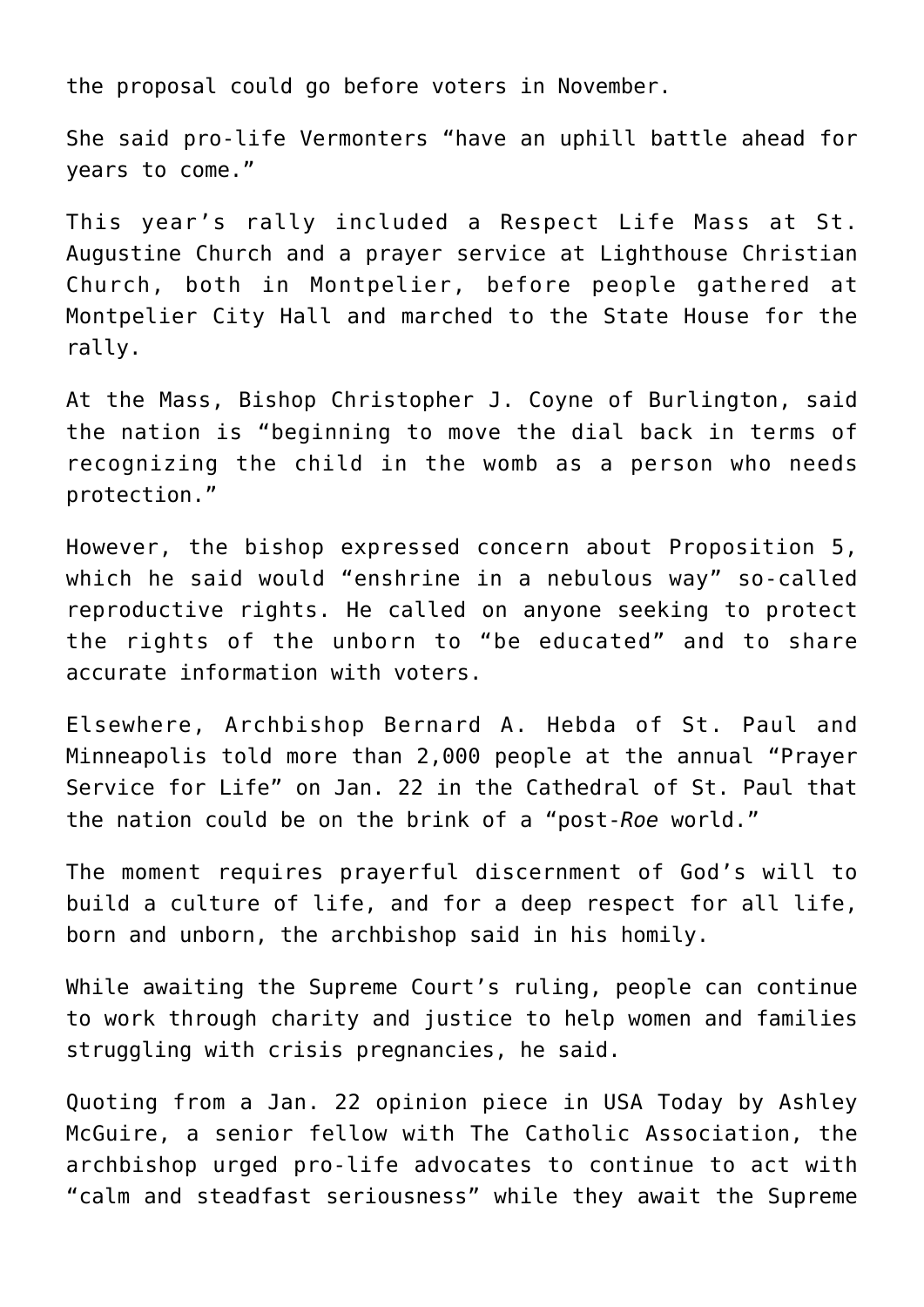the proposal could go before voters in November.

She said pro-life Vermonters “have an uphill battle ahead for years to come.”

This year’s rally included a Respect Life Mass at St. Augustine Church and a prayer service at Lighthouse Christian Church, both in Montpelier, before people gathered at Montpelier City Hall and marched to the State House for the rally.

At the Mass, Bishop Christopher J. Coyne of Burlington, said the nation is “beginning to move the dial back in terms of recognizing the child in the womb as a person who needs protection.”

However, the bishop expressed concern about Proposition 5, which he said would “enshrine in a nebulous way” so-called reproductive rights. He called on anyone seeking to protect the rights of the unborn to “be educated” and to share accurate information with voters.

Elsewhere, Archbishop Bernard A. Hebda of St. Paul and Minneapolis told more than 2,000 people at the annual “Prayer Service for Life” on Jan. 22 in the Cathedral of St. Paul that the nation could be on the brink of a “post-*Roe* world.”

The moment requires prayerful discernment of God’s will to build a culture of life, and for a deep respect for all life, born and unborn, the archbishop said in his homily.

While awaiting the Supreme Court’s ruling, people can continue to work through charity and justice to help women and families struggling with crisis pregnancies, he said.

Quoting from a Jan. 22 opinion piece in USA Today by Ashley McGuire, a senior fellow with The Catholic Association, the archbishop urged pro-life advocates to continue to act with “calm and steadfast seriousness” while they await the Supreme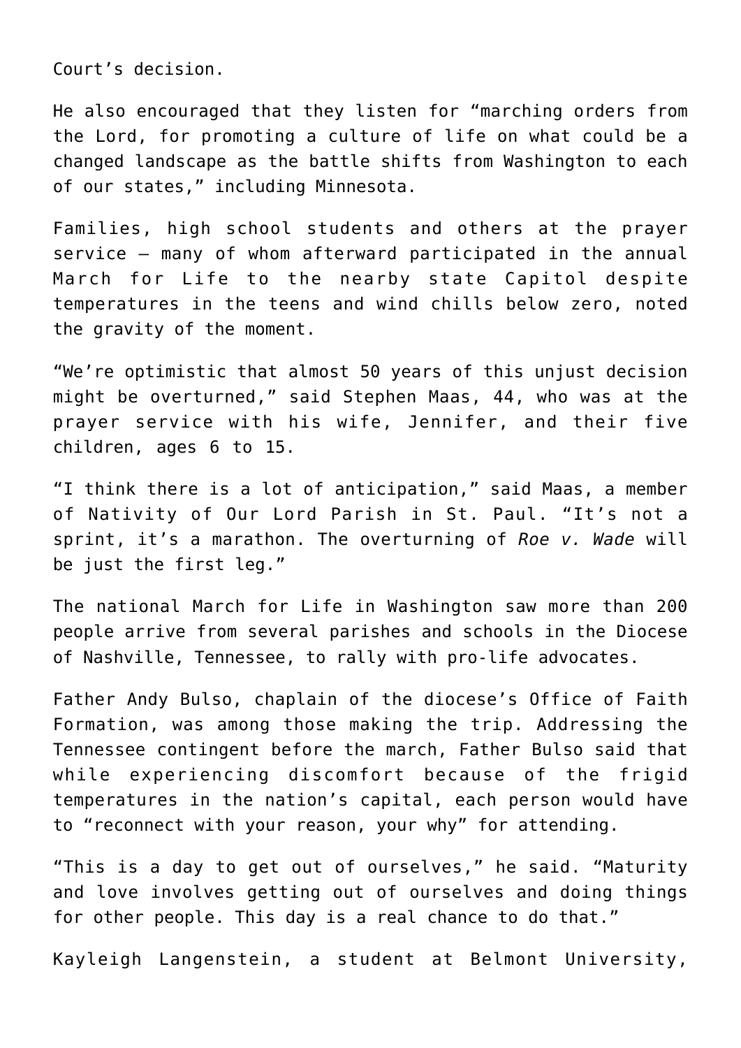Court's decision.

He also encouraged that they listen for "marching orders from the Lord, for promoting a culture of life on what could be a changed landscape as the battle shifts from Washington to each of our states," including Minnesota.

Families, high school students and others at the prayer service — many of whom afterward participated in the annual March for Life to the nearby state Capitol despite temperatures in the teens and wind chills below zero, noted the gravity of the moment.

"We're optimistic that almost 50 years of this unjust decision might be overturned," said Stephen Maas, 44, who was at the prayer service with his wife, Jennifer, and their five children, ages 6 to 15.

"I think there is a lot of anticipation," said Maas, a member of Nativity of Our Lord Parish in St. Paul. "It's not a sprint, it's a marathon. The overturning of *Roe v. Wade* will be just the first leg."

The national March for Life in Washington saw more than 200 people arrive from several parishes and schools in the Diocese of Nashville, Tennessee, to rally with pro-life advocates.

Father Andy Bulso, chaplain of the diocese's Office of Faith Formation, was among those making the trip. Addressing the Tennessee contingent before the march, Father Bulso said that while experiencing discomfort because of the frigid temperatures in the nation's capital, each person would have to "reconnect with your reason, your why" for attending.

"This is a day to get out of ourselves," he said. "Maturity and love involves getting out of ourselves and doing things for other people. This day is a real chance to do that."

Kayleigh Langenstein, a student at Belmont University,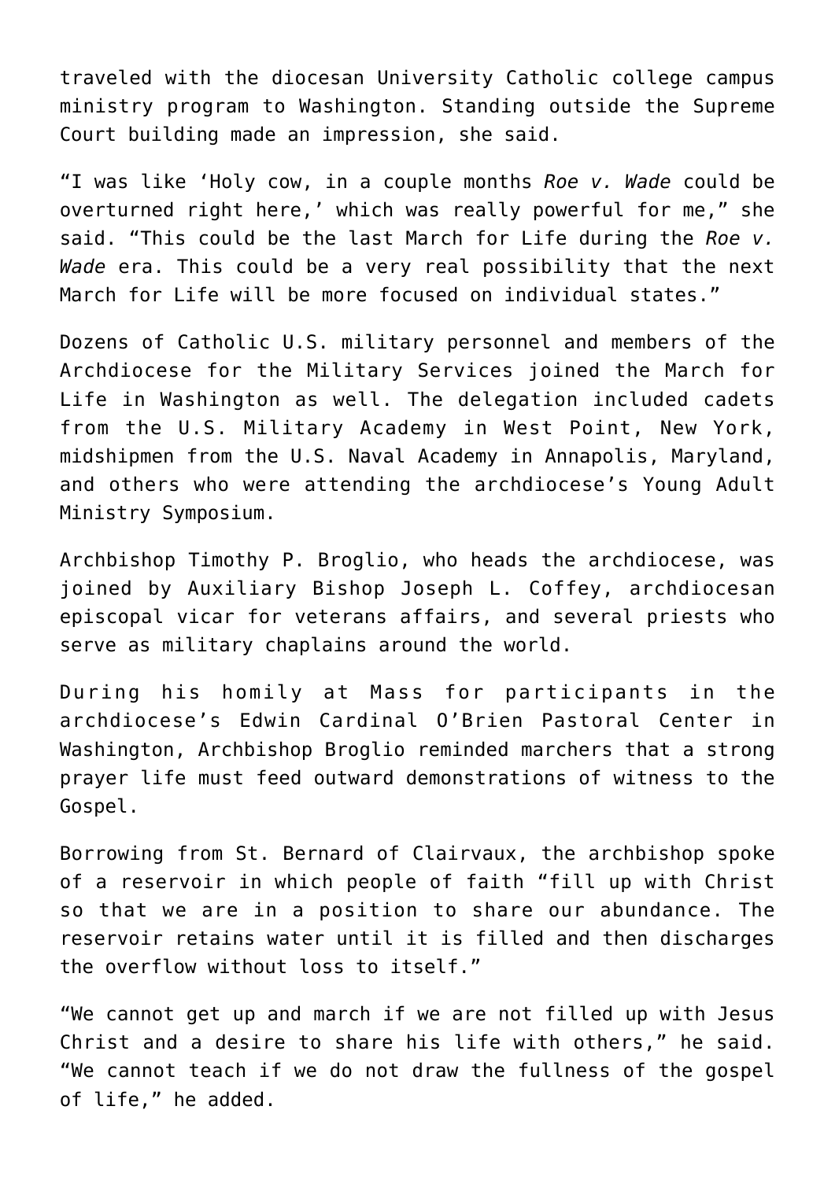traveled with the diocesan University Catholic college campus ministry program to Washington. Standing outside the Supreme Court building made an impression, she said.

"I was like 'Holy cow, in a couple months *Roe v. Wade* could be overturned right here,' which was really powerful for me," she said. "This could be the last March for Life during the *Roe v. Wade* era. This could be a very real possibility that the next March for Life will be more focused on individual states."

Dozens of Catholic U.S. military personnel and members of the Archdiocese for the Military Services joined the March for Life in Washington as well. The delegation included cadets from the U.S. Military Academy in West Point, New York, midshipmen from the U.S. Naval Academy in Annapolis, Maryland, and others who were attending the archdiocese's Young Adult Ministry Symposium.

Archbishop Timothy P. Broglio, who heads the archdiocese, was joined by Auxiliary Bishop Joseph L. Coffey, archdiocesan episcopal vicar for veterans affairs, and several priests who serve as military chaplains around the world.

During his homily at Mass for participants in the archdiocese's Edwin Cardinal O'Brien Pastoral Center in Washington, Archbishop Broglio reminded marchers that a strong prayer life must feed outward demonstrations of witness to the Gospel.

Borrowing from St. Bernard of Clairvaux, the archbishop spoke of a reservoir in which people of faith "fill up with Christ so that we are in a position to share our abundance. The reservoir retains water until it is filled and then discharges the overflow without loss to itself."

"We cannot get up and march if we are not filled up with Jesus Christ and a desire to share his life with others," he said. "We cannot teach if we do not draw the fullness of the gospel of life," he added.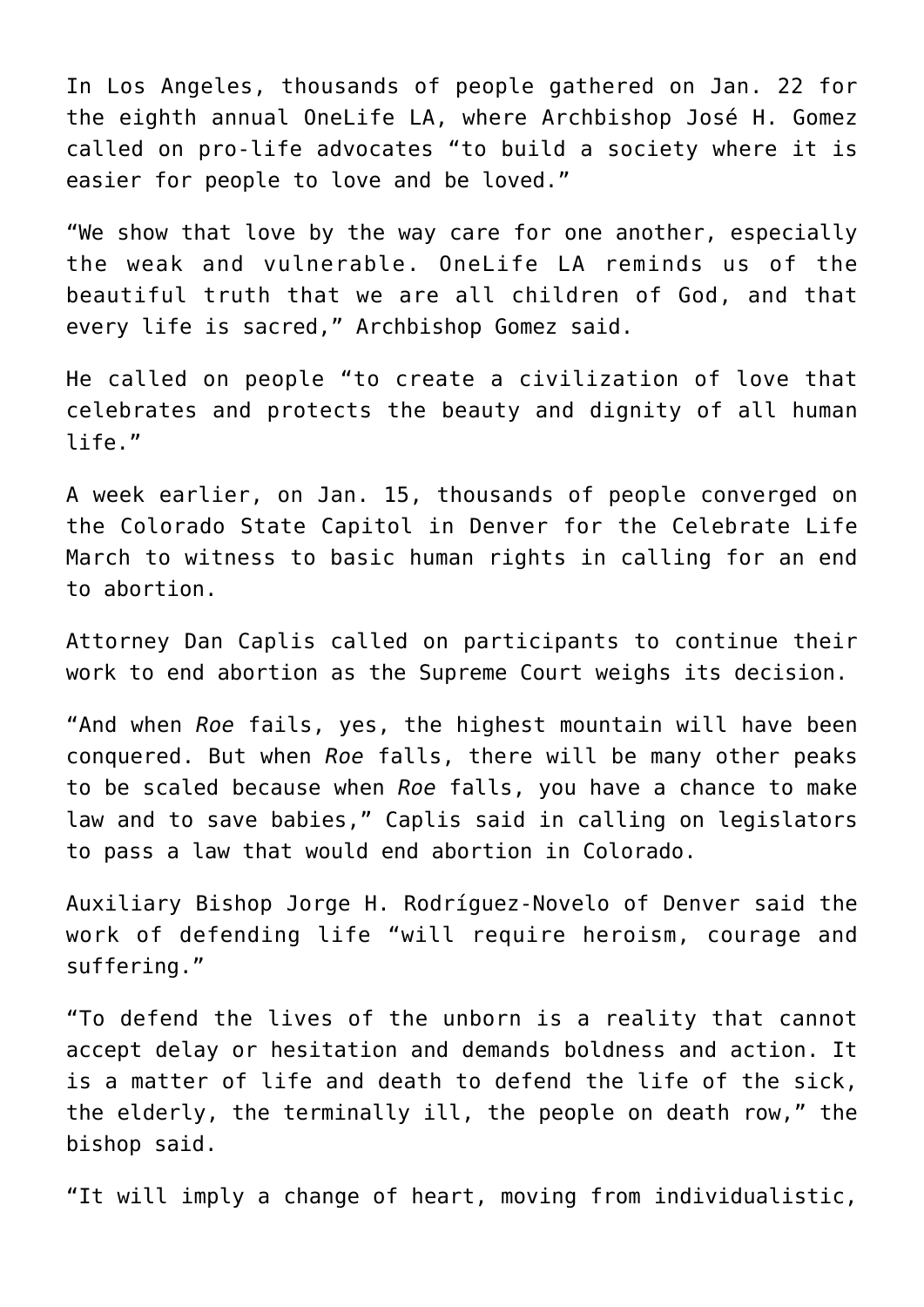In Los Angeles, thousands of people gathered on Jan. 22 for the eighth annual OneLife LA, where Archbishop José H. Gomez called on pro-life advocates "to build a society where it is easier for people to love and be loved."

"We show that love by the way care for one another, especially the weak and vulnerable. OneLife LA reminds us of the beautiful truth that we are all children of God, and that every life is sacred," Archbishop Gomez said.

He called on people "to create a civilization of love that celebrates and protects the beauty and dignity of all human life."

A week earlier, on Jan. 15, thousands of people converged on the Colorado State Capitol in Denver for the Celebrate Life March to witness to basic human rights in calling for an end to abortion.

Attorney Dan Caplis called on participants to continue their work to end abortion as the Supreme Court weighs its decision.

"And when *Roe* fails, yes, the highest mountain will have been conquered. But when *Roe* falls, there will be many other peaks to be scaled because when *Roe* falls, you have a chance to make law and to save babies," Caplis said in calling on legislators to pass a law that would end abortion in Colorado.

Auxiliary Bishop Jorge H. Rodríguez-Novelo of Denver said the work of defending life "will require heroism, courage and suffering."

"To defend the lives of the unborn is a reality that cannot accept delay or hesitation and demands boldness and action. It is a matter of life and death to defend the life of the sick, the elderly, the terminally ill, the people on death row," the bishop said.

"It will imply a change of heart, moving from individualistic,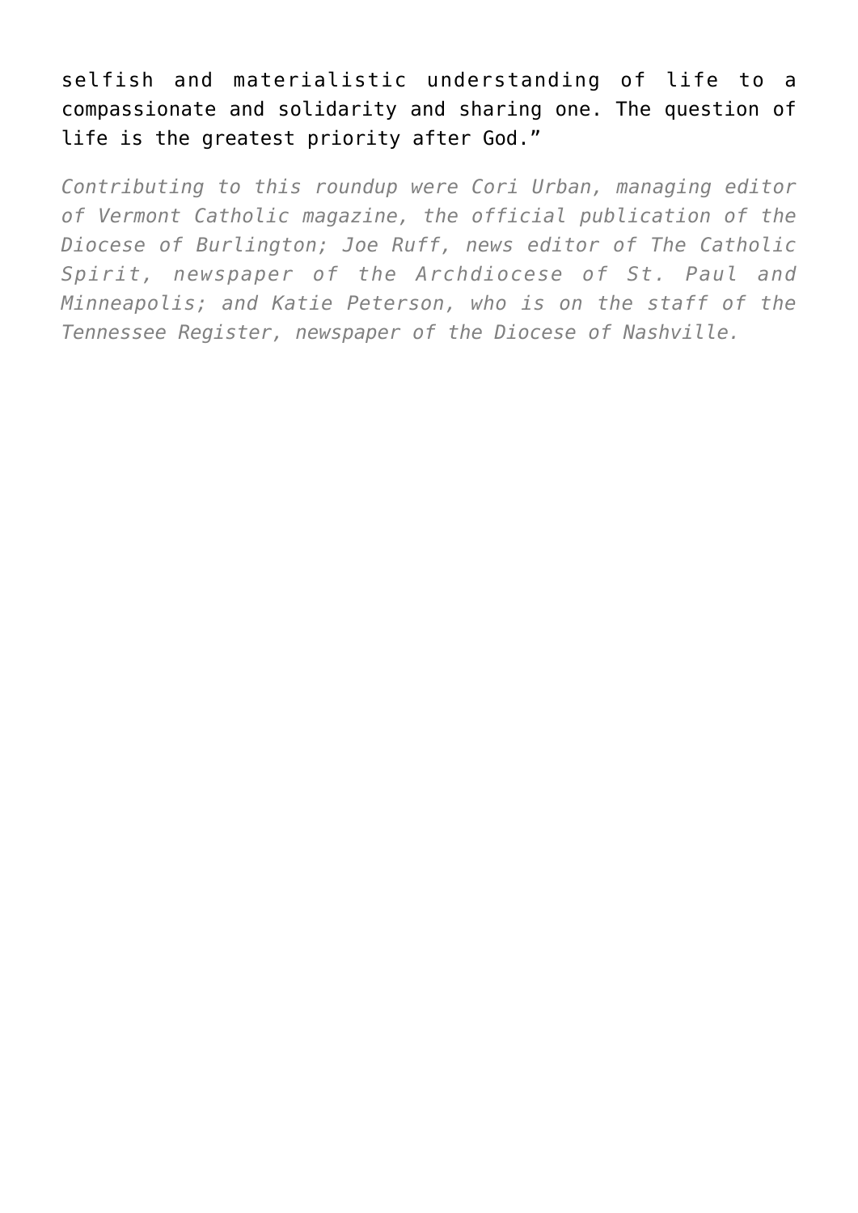selfish and materialistic understanding of life to a compassionate and solidarity and sharing one. The question of life is the greatest priority after God."

*Contributing to this roundup were Cori Urban, managing editor of Vermont Catholic magazine, the official publication of the Diocese of Burlington; Joe Ruff, news editor of The Catholic Spirit, newspaper of the Archdiocese of St. Paul and Minneapolis; and Katie Peterson, who is on the staff of the Tennessee Register, newspaper of the Diocese of Nashville.*